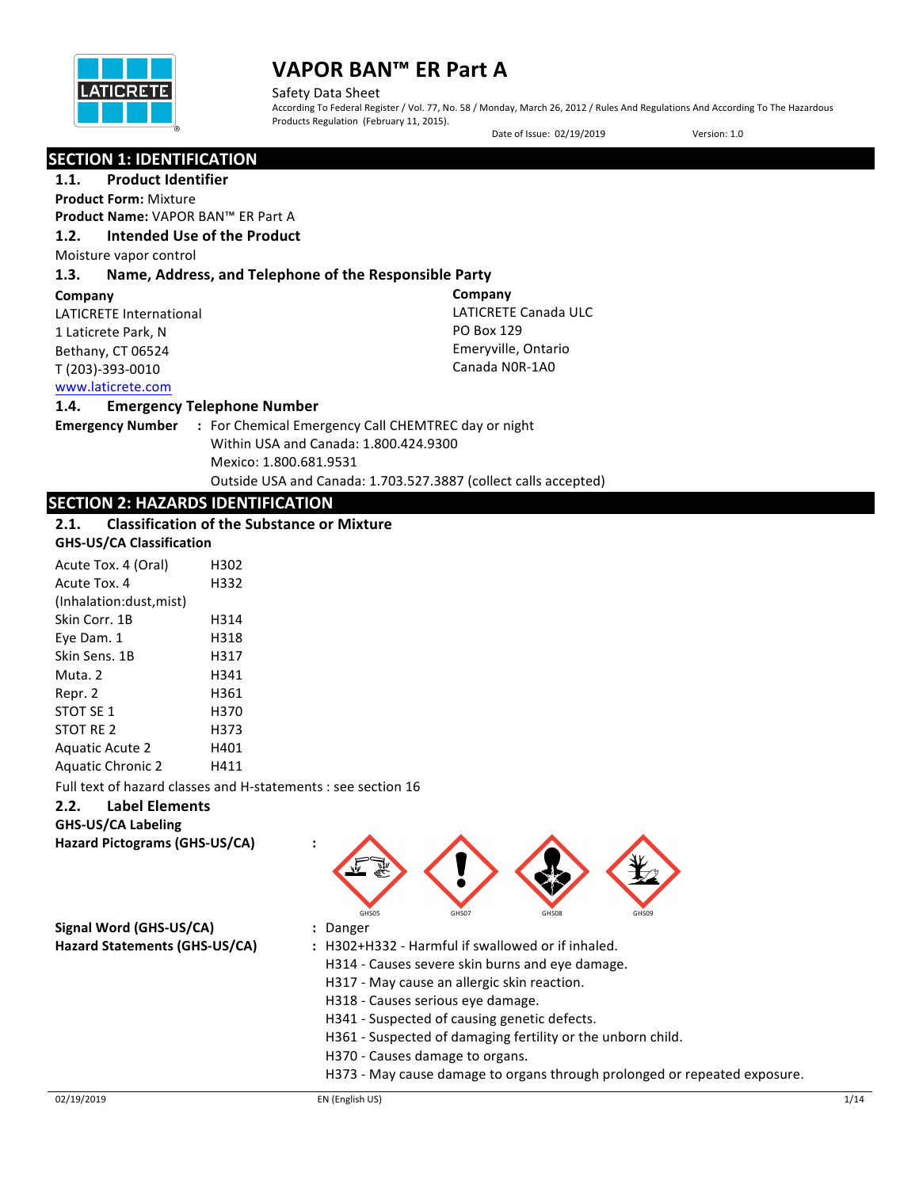# VAPOR BAN™ ER Part A

Safety Data Sheet

According To Federal Register / Vol. 77, No. 58 / Monday, March 26, 2012 / Rules And Regulations And According To The Hazardous Products Regulation (February 11, 2015).

Date of Issue: 02/19/2019 Version: 1.0

## SECTION 1: IDENTIFICATION

### 1.1. Product Identifier

**Product Form:** Mixture

**Product Name:** VAPOR BAN™ ER Part A

### 1.2. Intended Use of the Product

Moisture vapor control

### 1.3. Name, Address, and Telephone of the Responsible Party

**Company**

LATICRETE International
1 Laticrete Park, N
Bethany, CT 06524
T (203)-393-0010
www.laticrete.com

**Company**

LATICRETE Canada ULC
PO Box 129
Emeryville, Ontario
Canada N0R-1A0

### 1.4. Emergency Telephone Number

**Emergency Number** : For Chemical Emergency Call CHEMTREC day or night
Within USA and Canada: 1.800.424.9300
Mexico: 1.800.681.9531
Outside USA and Canada: 1.703.527.3887 (collect calls accepted)

## SECTION 2: HAZARDS IDENTIFICATION

### 2.1. Classification of the Substance or Mixture

**GHS-US/CA Classification**

| | |
|---|---|
| Acute Tox. 4 (Oral) | H302 |
| Acute Tox. 4 (Inhalation:dust,mist) | H332 |
| Skin Corr. 1B | H314 |
| Eye Dam. 1 | H318 |
| Skin Sens. 1B | H317 |
| Muta. 2 | H341 |
| Repr. 2 | H361 |
| STOT SE 1 | H370 |
| STOT RE 2 | H373 |
| Aquatic Acute 2 | H401 |
| Aquatic Chronic 2 | H411 |

Full text of hazard classes and H-statements : see section 16

### 2.2. Label Elements

**GHS-US/CA Labeling**

**Hazard Pictograms (GHS-US/CA)** : GHS05 GHS07 GHS08 GHS09

**Signal Word (GHS-US/CA)** : Danger

**Hazard Statements (GHS-US/CA)** : H302+H332 - Harmful if swallowed or if inhaled.
H314 - Causes severe skin burns and eye damage.
H317 - May cause an allergic skin reaction.
H318 - Causes serious eye damage.
H341 - Suspected of causing genetic defects.
H361 - Suspected of damaging fertility or the unborn child.
H370 - Causes damage to organs.
H373 - May cause damage to organs through prolonged or repeated exposure.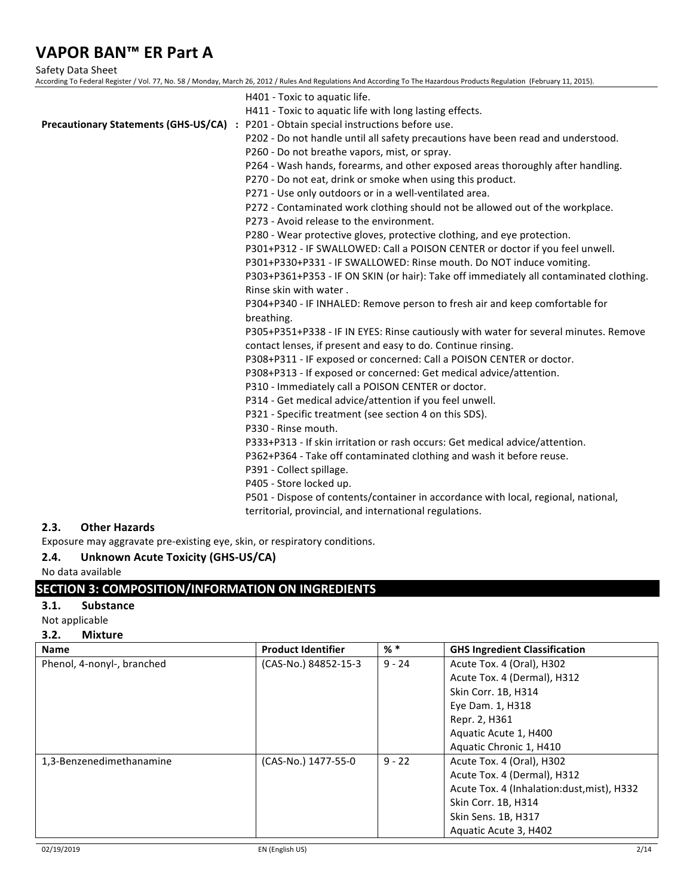H401 - Toxic to aquatic life.
H411 - Toxic to aquatic life with long lasting effects.

**Precautionary Statements (GHS-US/CA) :** P201 - Obtain special instructions before use.
P202 - Do not handle until all safety precautions have been read and understood.
P260 - Do not breathe vapors, mist, or spray.
P264 - Wash hands, forearms, and other exposed areas thoroughly after handling.
P270 - Do not eat, drink or smoke when using this product.
P271 - Use only outdoors or in a well-ventilated area.
P272 - Contaminated work clothing should not be allowed out of the workplace.
P273 - Avoid release to the environment.
P280 - Wear protective gloves, protective clothing, and eye protection.
P301+P312 - IF SWALLOWED: Call a POISON CENTER or doctor if you feel unwell.
P301+P330+P331 - IF SWALLOWED: Rinse mouth. Do NOT induce vomiting.
P303+P361+P353 - IF ON SKIN (or hair): Take off immediately all contaminated clothing. Rinse skin with water .
P304+P340 - IF INHALED: Remove person to fresh air and keep comfortable for breathing.
P305+P351+P338 - IF IN EYES: Rinse cautiously with water for several minutes. Remove contact lenses, if present and easy to do. Continue rinsing.
P308+P311 - IF exposed or concerned: Call a POISON CENTER or doctor.
P308+P313 - If exposed or concerned: Get medical advice/attention.
P310 - Immediately call a POISON CENTER or doctor.
P314 - Get medical advice/attention if you feel unwell.
P321 - Specific treatment (see section 4 on this SDS).
P330 - Rinse mouth.
P333+P313 - If skin irritation or rash occurs: Get medical advice/attention.
P362+P364 - Take off contaminated clothing and wash it before reuse.
P391 - Collect spillage.
P405 - Store locked up.
P501 - Dispose of contents/container in accordance with local, regional, national, territorial, provincial, and international regulations.

### 2.3. Other Hazards

Exposure may aggravate pre-existing eye, skin, or respiratory conditions.

### 2.4. Unknown Acute Toxicity (GHS-US/CA)

No data available

## SECTION 3: COMPOSITION/INFORMATION ON INGREDIENTS

### 3.1. Substance

Not applicable

### 3.2. Mixture

| Name | Product Identifier | % * | GHS Ingredient Classification |
|---|---|---|---|
| Phenol, 4-nonyl-, branched | (CAS-No.) 84852-15-3 | 9 - 24 | Acute Tox. 4 (Oral), H302<br>Acute Tox. 4 (Dermal), H312<br>Skin Corr. 1B, H314<br>Eye Dam. 1, H318<br>Repr. 2, H361<br>Aquatic Acute 1, H400<br>Aquatic Chronic 1, H410 |
| 1,3-Benzenedimethanamine | (CAS-No.) 1477-55-0 | 9 - 22 | Acute Tox. 4 (Oral), H302<br>Acute Tox. 4 (Dermal), H312<br>Acute Tox. 4 (Inhalation:dust,mist), H332<br>Skin Corr. 1B, H314<br>Skin Sens. 1B, H317<br>Aquatic Acute 3, H402 |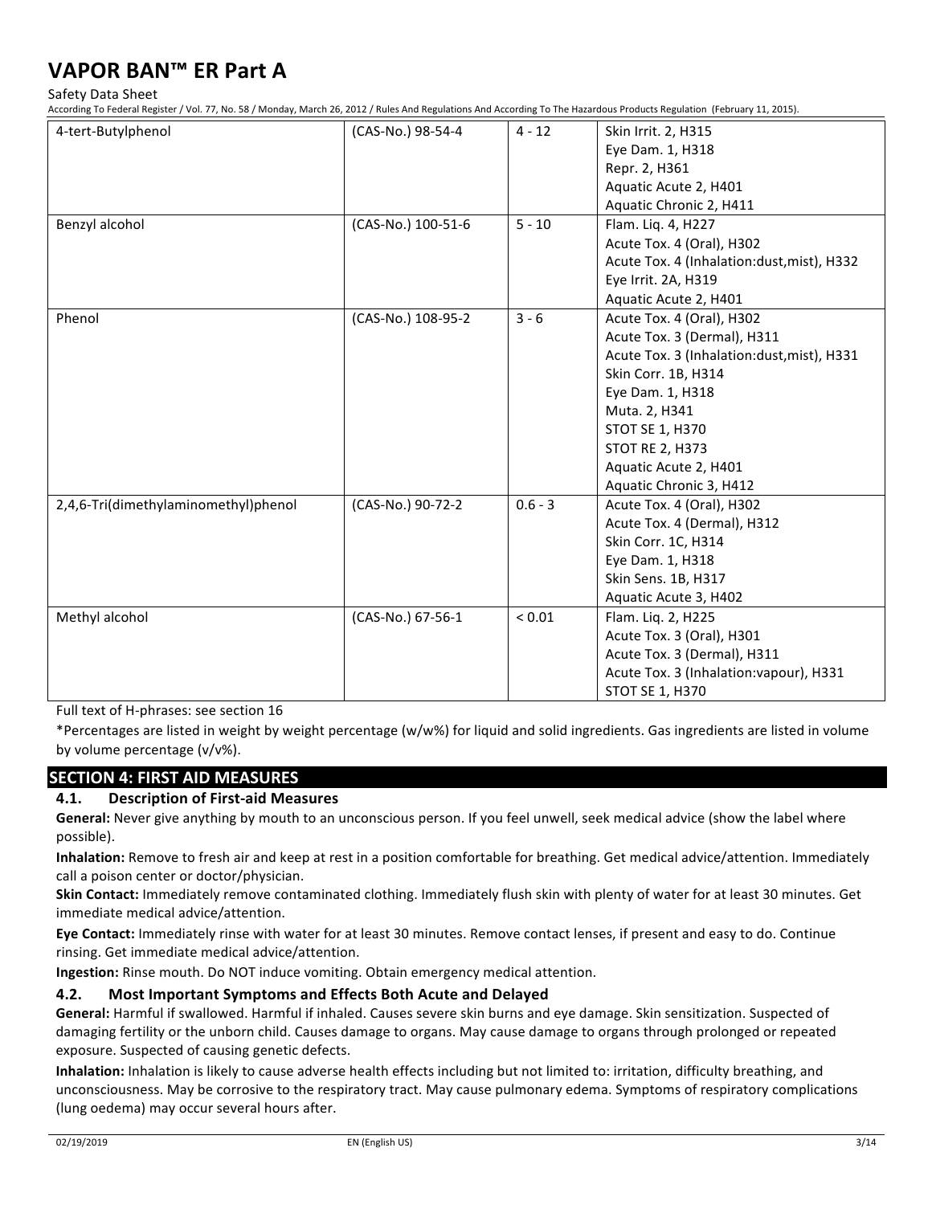| | | | |
|---|---|---|---|
| 4-tert-Butylphenol | (CAS-No.) 98-54-4 | 4 - 12 | Skin Irrit. 2, H315<br>Eye Dam. 1, H318<br>Repr. 2, H361<br>Aquatic Acute 2, H401<br>Aquatic Chronic 2, H411 |
| Benzyl alcohol | (CAS-No.) 100-51-6 | 5 - 10 | Flam. Liq. 4, H227<br>Acute Tox. 4 (Oral), H302<br>Acute Tox. 4 (Inhalation:dust,mist), H332<br>Eye Irrit. 2A, H319<br>Aquatic Acute 2, H401 |
| Phenol | (CAS-No.) 108-95-2 | 3 - 6 | Acute Tox. 4 (Oral), H302<br>Acute Tox. 3 (Dermal), H311<br>Acute Tox. 3 (Inhalation:dust,mist), H331<br>Skin Corr. 1B, H314<br>Eye Dam. 1, H318<br>Muta. 2, H341<br>STOT SE 1, H370<br>STOT RE 2, H373<br>Aquatic Acute 2, H401<br>Aquatic Chronic 3, H412 |
| 2,4,6-Tri(dimethylaminomethyl)phenol | (CAS-No.) 90-72-2 | 0.6 - 3 | Acute Tox. 4 (Oral), H302<br>Acute Tox. 4 (Dermal), H312<br>Skin Corr. 1C, H314<br>Eye Dam. 1, H318<br>Skin Sens. 1B, H317<br>Aquatic Acute 3, H402 |
| Methyl alcohol | (CAS-No.) 67-56-1 | < 0.01 | Flam. Liq. 2, H225<br>Acute Tox. 3 (Oral), H301<br>Acute Tox. 3 (Dermal), H311<br>Acute Tox. 3 (Inhalation:vapour), H331<br>STOT SE 1, H370 |

Full text of H-phrases: see section 16

*Percentages are listed in weight by weight percentage (w/w%) for liquid and solid ingredients. Gas ingredients are listed in volume by volume percentage (v/v%).

## SECTION 4: FIRST AID MEASURES

### 4.1. Description of First-aid Measures

**General:** Never give anything by mouth to an unconscious person. If you feel unwell, seek medical advice (show the label where possible).

**Inhalation:** Remove to fresh air and keep at rest in a position comfortable for breathing. Get medical advice/attention. Immediately call a poison center or doctor/physician.

**Skin Contact:** Immediately remove contaminated clothing. Immediately flush skin with plenty of water for at least 30 minutes. Get immediate medical advice/attention.

**Eye Contact:** Immediately rinse with water for at least 30 minutes. Remove contact lenses, if present and easy to do. Continue rinsing. Get immediate medical advice/attention.

**Ingestion:** Rinse mouth. Do NOT induce vomiting. Obtain emergency medical attention.

### 4.2. Most Important Symptoms and Effects Both Acute and Delayed

**General:** Harmful if swallowed. Harmful if inhaled. Causes severe skin burns and eye damage. Skin sensitization. Suspected of damaging fertility or the unborn child. Causes damage to organs. May cause damage to organs through prolonged or repeated exposure. Suspected of causing genetic defects.

**Inhalation:** Inhalation is likely to cause adverse health effects including but not limited to: irritation, difficulty breathing, and unconsciousness. May be corrosive to the respiratory tract. May cause pulmonary edema. Symptoms of respiratory complications (lung oedema) may occur several hours after.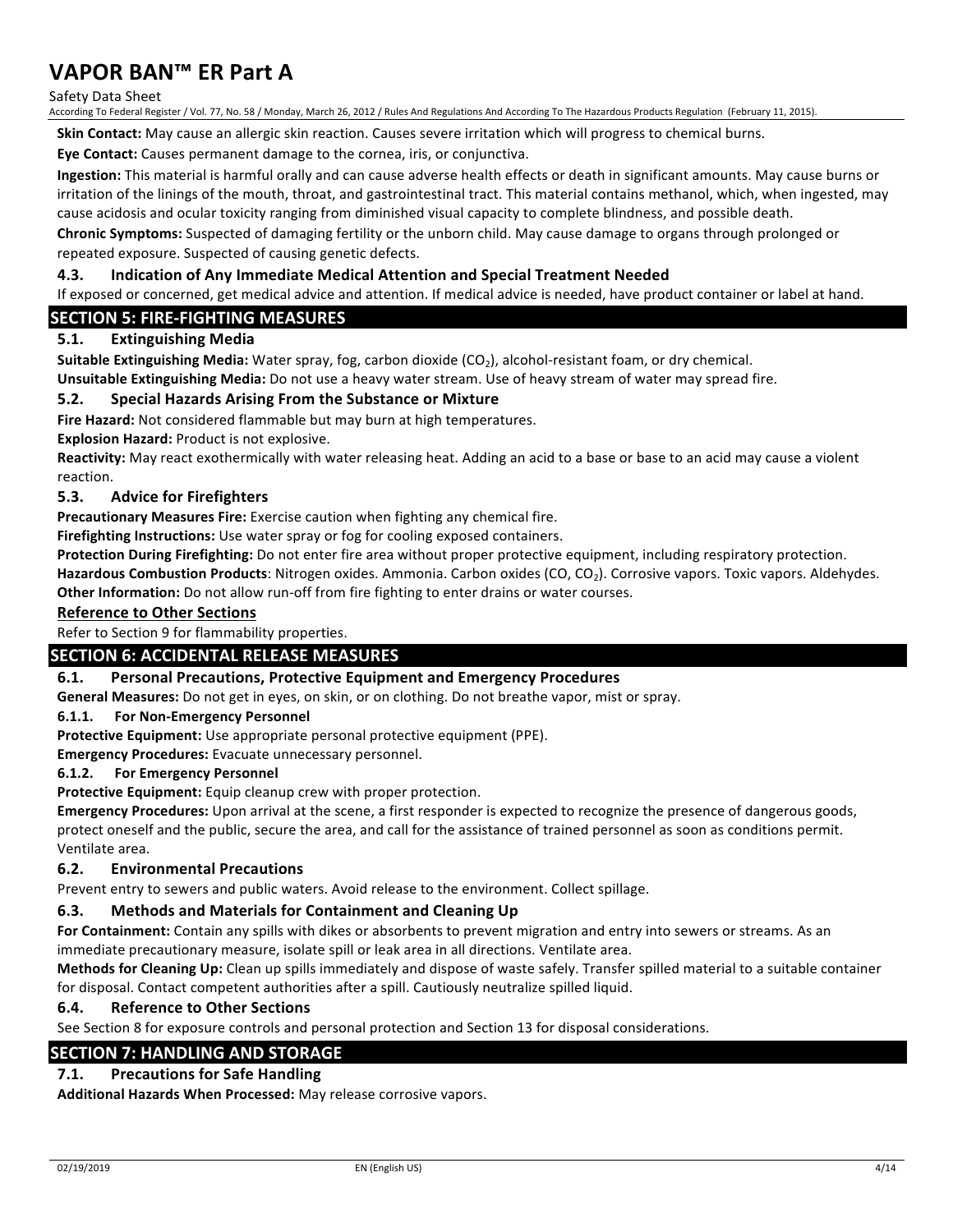**Skin Contact:** May cause an allergic skin reaction. Causes severe irritation which will progress to chemical burns.

**Eye Contact:** Causes permanent damage to the cornea, iris, or conjunctiva.

**Ingestion:** This material is harmful orally and can cause adverse health effects or death in significant amounts. May cause burns or irritation of the linings of the mouth, throat, and gastrointestinal tract. This material contains methanol, which, when ingested, may cause acidosis and ocular toxicity ranging from diminished visual capacity to complete blindness, and possible death.

**Chronic Symptoms:** Suspected of damaging fertility or the unborn child. May cause damage to organs through prolonged or repeated exposure. Suspected of causing genetic defects.

### 4.3. Indication of Any Immediate Medical Attention and Special Treatment Needed

If exposed or concerned, get medical advice and attention. If medical advice is needed, have product container or label at hand.

## SECTION 5: FIRE-FIGHTING MEASURES

### 5.1. Extinguishing Media

**Suitable Extinguishing Media:** Water spray, fog, carbon dioxide ($CO_2$), alcohol-resistant foam, or dry chemical.

**Unsuitable Extinguishing Media:** Do not use a heavy water stream. Use of heavy stream of water may spread fire.

### 5.2. Special Hazards Arising From the Substance or Mixture

**Fire Hazard:** Not considered flammable but may burn at high temperatures.

**Explosion Hazard:** Product is not explosive.

**Reactivity:** May react exothermically with water releasing heat. Adding an acid to a base or base to an acid may cause a violent reaction.

### 5.3. Advice for Firefighters

**Precautionary Measures Fire:** Exercise caution when fighting any chemical fire.

**Firefighting Instructions:** Use water spray or fog for cooling exposed containers.

**Protection During Firefighting:** Do not enter fire area without proper protective equipment, including respiratory protection.

**Hazardous Combustion Products**: Nitrogen oxides. Ammonia. Carbon oxides (CO, $CO_2$). Corrosive vapors. Toxic vapors. Aldehydes.

**Other Information:** Do not allow run-off from fire fighting to enter drains or water courses.

**Reference to Other Sections**

Refer to Section 9 for flammability properties.

## SECTION 6: ACCIDENTAL RELEASE MEASURES

### 6.1. Personal Precautions, Protective Equipment and Emergency Procedures

**General Measures:** Do not get in eyes, on skin, or on clothing. Do not breathe vapor, mist or spray.

#### 6.1.1. For Non-Emergency Personnel

**Protective Equipment:** Use appropriate personal protective equipment (PPE).

**Emergency Procedures:** Evacuate unnecessary personnel.

#### 6.1.2. For Emergency Personnel

**Protective Equipment:** Equip cleanup crew with proper protection.

**Emergency Procedures:** Upon arrival at the scene, a first responder is expected to recognize the presence of dangerous goods, protect oneself and the public, secure the area, and call for the assistance of trained personnel as soon as conditions permit. Ventilate area.

### 6.2. Environmental Precautions

Prevent entry to sewers and public waters. Avoid release to the environment. Collect spillage.

### 6.3. Methods and Materials for Containment and Cleaning Up

**For Containment:** Contain any spills with dikes or absorbents to prevent migration and entry into sewers or streams. As an immediate precautionary measure, isolate spill or leak area in all directions. Ventilate area.

**Methods for Cleaning Up:** Clean up spills immediately and dispose of waste safely. Transfer spilled material to a suitable container for disposal. Contact competent authorities after a spill. Cautiously neutralize spilled liquid.

### 6.4. Reference to Other Sections

See Section 8 for exposure controls and personal protection and Section 13 for disposal considerations.

## SECTION 7: HANDLING AND STORAGE

### 7.1. Precautions for Safe Handling

**Additional Hazards When Processed:** May release corrosive vapors.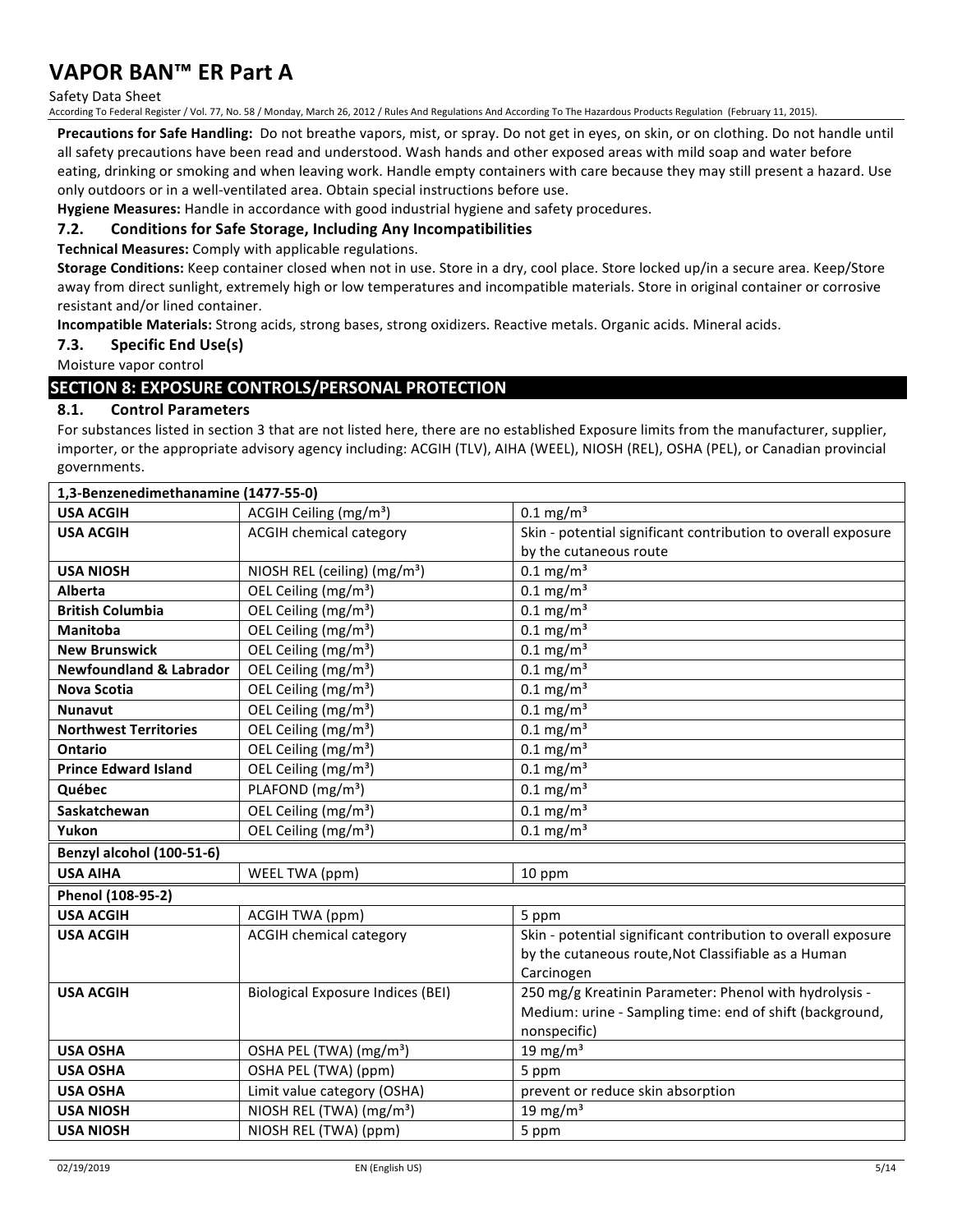**Precautions for Safe Handling:** Do not breathe vapors, mist, or spray. Do not get in eyes, on skin, or on clothing. Do not handle until all safety precautions have been read and understood. Wash hands and other exposed areas with mild soap and water before eating, drinking or smoking and when leaving work. Handle empty containers with care because they may still present a hazard. Use only outdoors or in a well-ventilated area. Obtain special instructions before use.

**Hygiene Measures:** Handle in accordance with good industrial hygiene and safety procedures.

### 7.2. Conditions for Safe Storage, Including Any Incompatibilities

**Technical Measures:** Comply with applicable regulations.

**Storage Conditions:** Keep container closed when not in use. Store in a dry, cool place. Store locked up/in a secure area. Keep/Store away from direct sunlight, extremely high or low temperatures and incompatible materials. Store in original container or corrosive resistant and/or lined container.

**Incompatible Materials:** Strong acids, strong bases, strong oxidizers. Reactive metals. Organic acids. Mineral acids.

### 7.3. Specific End Use(s)

Moisture vapor control

## SECTION 8: EXPOSURE CONTROLS/PERSONAL PROTECTION

### 8.1. Control Parameters

For substances listed in section 3 that are not listed here, there are no established Exposure limits from the manufacturer, supplier, importer, or the appropriate advisory agency including: ACGIH (TLV), AIHA (WEEL), NIOSH (REL), OSHA (PEL), or Canadian provincial governments.

| **1,3-Benzenedimethanamine (1477-55-0)** | | |
|---|---|---|
| **USA ACGIH** | ACGIH Ceiling (mg/m³) | 0.1 mg/m³ |
| **USA ACGIH** | ACGIH chemical category | Skin - potential significant contribution to overall exposure by the cutaneous route |
| **USA NIOSH** | NIOSH REL (ceiling) (mg/m³) | 0.1 mg/m³ |
| **Alberta** | OEL Ceiling (mg/m³) | 0.1 mg/m³ |
| **British Columbia** | OEL Ceiling (mg/m³) | 0.1 mg/m³ |
| **Manitoba** | OEL Ceiling (mg/m³) | 0.1 mg/m³ |
| **New Brunswick** | OEL Ceiling (mg/m³) | 0.1 mg/m³ |
| **Newfoundland & Labrador** | OEL Ceiling (mg/m³) | 0.1 mg/m³ |
| **Nova Scotia** | OEL Ceiling (mg/m³) | 0.1 mg/m³ |
| **Nunavut** | OEL Ceiling (mg/m³) | 0.1 mg/m³ |
| **Northwest Territories** | OEL Ceiling (mg/m³) | 0.1 mg/m³ |
| **Ontario** | OEL Ceiling (mg/m³) | 0.1 mg/m³ |
| **Prince Edward Island** | OEL Ceiling (mg/m³) | 0.1 mg/m³ |
| **Québec** | PLAFOND (mg/m³) | 0.1 mg/m³ |
| **Saskatchewan** | OEL Ceiling (mg/m³) | 0.1 mg/m³ |
| **Yukon** | OEL Ceiling (mg/m³) | 0.1 mg/m³ |
| **Benzyl alcohol (100-51-6)** | | |
| **USA AIHA** | WEEL TWA (ppm) | 10 ppm |
| **Phenol (108-95-2)** | | |
| **USA ACGIH** | ACGIH TWA (ppm) | 5 ppm |
| **USA ACGIH** | ACGIH chemical category | Skin - potential significant contribution to overall exposure by the cutaneous route,Not Classifiable as a Human Carcinogen |
| **USA ACGIH** | Biological Exposure Indices (BEI) | 250 mg/g Kreatinin Parameter: Phenol with hydrolysis - Medium: urine - Sampling time: end of shift (background, nonspecific) |
| **USA OSHA** | OSHA PEL (TWA) (mg/m³) | 19 mg/m³ |
| **USA OSHA** | OSHA PEL (TWA) (ppm) | 5 ppm |
| **USA OSHA** | Limit value category (OSHA) | prevent or reduce skin absorption |
| **USA NIOSH** | NIOSH REL (TWA) (mg/m³) | 19 mg/m³ |
| **USA NIOSH** | NIOSH REL (TWA) (ppm) | 5 ppm |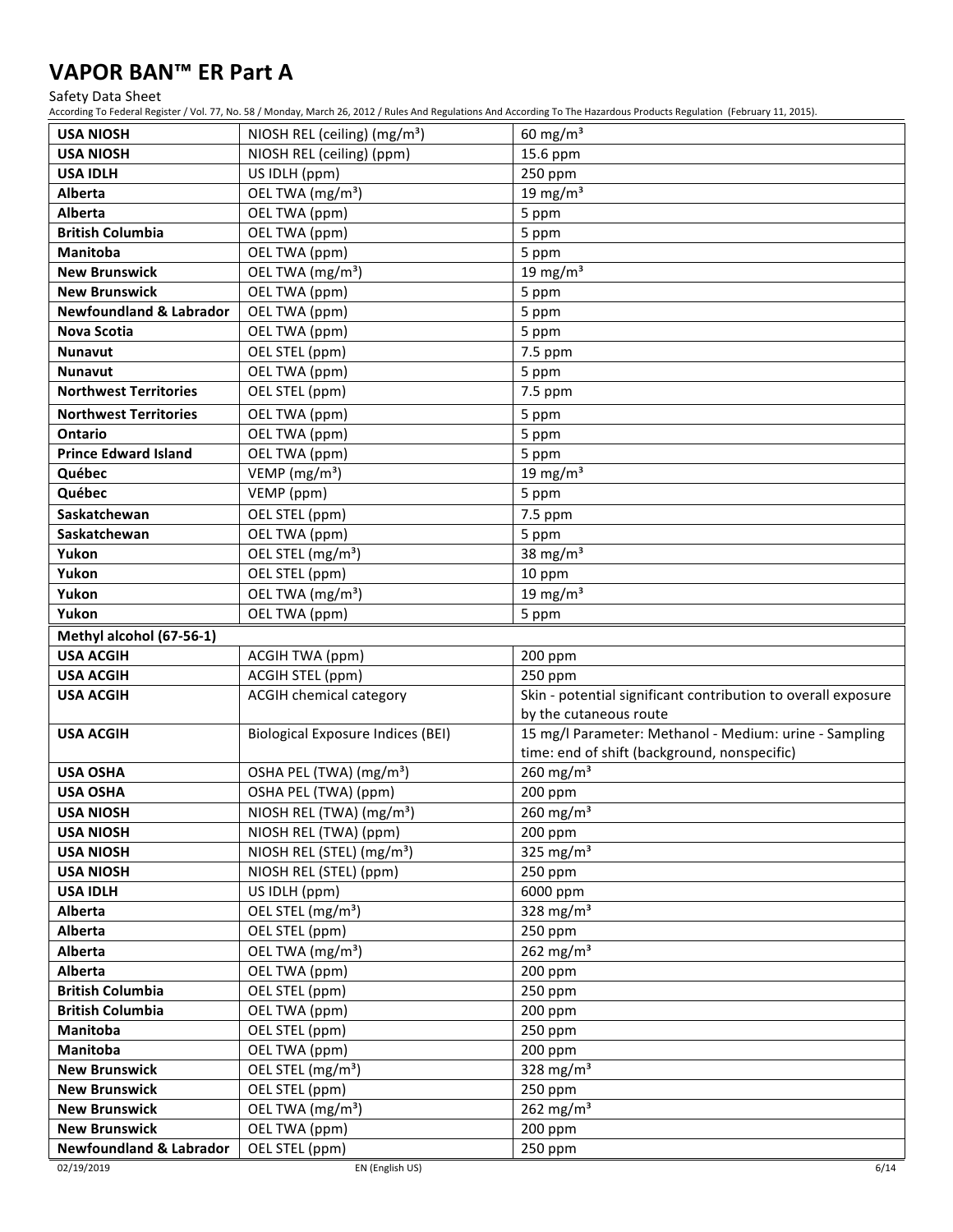| USA NIOSH | NIOSH REL (ceiling) (mg/m³) | 60 mg/m³ |
|---|---|---|
| **USA NIOSH** | NIOSH REL (ceiling) (ppm) | 15.6 ppm |
| **USA IDLH** | US IDLH (ppm) | 250 ppm |
| **Alberta** | OEL TWA (mg/m³) | 19 mg/m³ |
| **Alberta** | OEL TWA (ppm) | 5 ppm |
| **British Columbia** | OEL TWA (ppm) | 5 ppm |
| **Manitoba** | OEL TWA (ppm) | 5 ppm |
| **New Brunswick** | OEL TWA (mg/m³) | 19 mg/m³ |
| **New Brunswick** | OEL TWA (ppm) | 5 ppm |
| **Newfoundland & Labrador** | OEL TWA (ppm) | 5 ppm |
| **Nova Scotia** | OEL TWA (ppm) | 5 ppm |
| **Nunavut** | OEL STEL (ppm) | 7.5 ppm |
| **Nunavut** | OEL TWA (ppm) | 5 ppm |
| **Northwest Territories** | OEL STEL (ppm) | 7.5 ppm |
| **Northwest Territories** | OEL TWA (ppm) | 5 ppm |
| **Ontario** | OEL TWA (ppm) | 5 ppm |
| **Prince Edward Island** | OEL TWA (ppm) | 5 ppm |
| **Québec** | VEMP (mg/m³) | 19 mg/m³ |
| **Québec** | VEMP (ppm) | 5 ppm |
| **Saskatchewan** | OEL STEL (ppm) | 7.5 ppm |
| **Saskatchewan** | OEL TWA (ppm) | 5 ppm |
| **Yukon** | OEL STEL (mg/m³) | 38 mg/m³ |
| **Yukon** | OEL STEL (ppm) | 10 ppm |
| **Yukon** | OEL TWA (mg/m³) | 19 mg/m³ |
| **Yukon** | OEL TWA (ppm) | 5 ppm |
| **Methyl alcohol (67-56-1)** | | |
| **USA ACGIH** | ACGIH TWA (ppm) | 200 ppm |
| **USA ACGIH** | ACGIH STEL (ppm) | 250 ppm |
| **USA ACGIH** | ACGIH chemical category | Skin - potential significant contribution to overall exposure by the cutaneous route |
| **USA ACGIH** | Biological Exposure Indices (BEI) | 15 mg/l Parameter: Methanol - Medium: urine - Sampling time: end of shift (background, nonspecific) |
| **USA OSHA** | OSHA PEL (TWA) (mg/m³) | 260 mg/m³ |
| **USA OSHA** | OSHA PEL (TWA) (ppm) | 200 ppm |
| **USA NIOSH** | NIOSH REL (TWA) (mg/m³) | 260 mg/m³ |
| **USA NIOSH** | NIOSH REL (TWA) (ppm) | 200 ppm |
| **USA NIOSH** | NIOSH REL (STEL) (mg/m³) | 325 mg/m³ |
| **USA NIOSH** | NIOSH REL (STEL) (ppm) | 250 ppm |
| **USA IDLH** | US IDLH (ppm) | 6000 ppm |
| **Alberta** | OEL STEL (mg/m³) | 328 mg/m³ |
| **Alberta** | OEL STEL (ppm) | 250 ppm |
| **Alberta** | OEL TWA (mg/m³) | 262 mg/m³ |
| **Alberta** | OEL TWA (ppm) | 200 ppm |
| **British Columbia** | OEL STEL (ppm) | 250 ppm |
| **British Columbia** | OEL TWA (ppm) | 200 ppm |
| **Manitoba** | OEL STEL (ppm) | 250 ppm |
| **Manitoba** | OEL TWA (ppm) | 200 ppm |
| **New Brunswick** | OEL STEL (mg/m³) | 328 mg/m³ |
| **New Brunswick** | OEL STEL (ppm) | 250 ppm |
| **New Brunswick** | OEL TWA (mg/m³) | 262 mg/m³ |
| **New Brunswick** | OEL TWA (ppm) | 200 ppm |
| **Newfoundland & Labrador** | OEL STEL (ppm) | 250 ppm |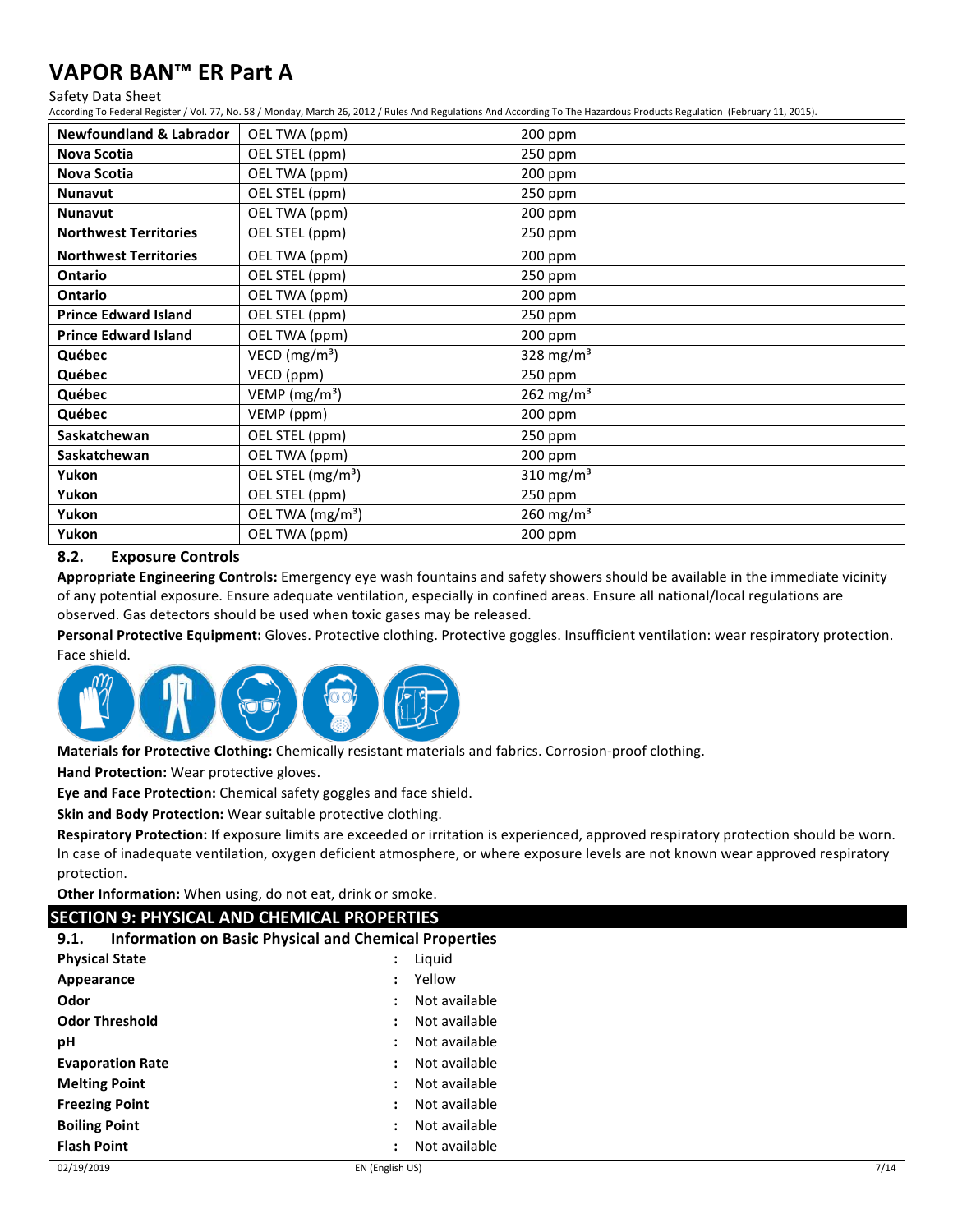| Newfoundland & Labrador | OEL TWA (ppm) | 200 ppm |
|---|---|---|
| Nova Scotia | OEL STEL (ppm) | 250 ppm |
| Nova Scotia | OEL TWA (ppm) | 200 ppm |
| Nunavut | OEL STEL (ppm) | 250 ppm |
| Nunavut | OEL TWA (ppm) | 200 ppm |
| Northwest Territories | OEL STEL (ppm) | 250 ppm |
| Northwest Territories | OEL TWA (ppm) | 200 ppm |
| Ontario | OEL STEL (ppm) | 250 ppm |
| Ontario | OEL TWA (ppm) | 200 ppm |
| Prince Edward Island | OEL STEL (ppm) | 250 ppm |
| Prince Edward Island | OEL TWA (ppm) | 200 ppm |
| Québec | VECD ($mg/m^3$) | 328 $mg/m^3$ |
| Québec | VECD (ppm) | 250 ppm |
| Québec | VEMP ($mg/m^3$) | 262 $mg/m^3$ |
| Québec | VEMP (ppm) | 200 ppm |
| Saskatchewan | OEL STEL (ppm) | 250 ppm |
| Saskatchewan | OEL TWA (ppm) | 200 ppm |
| Yukon | OEL STEL ($mg/m^3$) | 310 $mg/m^3$ |
| Yukon | OEL STEL (ppm) | 250 ppm |
| Yukon | OEL TWA ($mg/m^3$) | 260 $mg/m^3$ |
| Yukon | OEL TWA (ppm) | 200 ppm |

### 8.2. Exposure Controls

**Appropriate Engineering Controls:** Emergency eye wash fountains and safety showers should be available in the immediate vicinity of any potential exposure. Ensure adequate ventilation, especially in confined areas. Ensure all national/local regulations are observed. Gas detectors should be used when toxic gases may be released.

**Personal Protective Equipment:** Gloves. Protective clothing. Protective goggles. Insufficient ventilation: wear respiratory protection. Face shield.

**Materials for Protective Clothing:** Chemically resistant materials and fabrics. Corrosion-proof clothing.

**Hand Protection:** Wear protective gloves.

**Eye and Face Protection:** Chemical safety goggles and face shield.

**Skin and Body Protection:** Wear suitable protective clothing.

**Respiratory Protection:** If exposure limits are exceeded or irritation is experienced, approved respiratory protection should be worn. In case of inadequate ventilation, oxygen deficient atmosphere, or where exposure levels are not known wear approved respiratory protection.

**Other Information:** When using, do not eat, drink or smoke.

## SECTION 9: PHYSICAL AND CHEMICAL PROPERTIES

### 9.1. Information on Basic Physical and Chemical Properties

| | | |
|---|---|---|
| **Physical State** | : | Liquid |
| **Appearance** | : | Yellow |
| **Odor** | : | Not available |
| **Odor Threshold** | : | Not available |
| **pH** | : | Not available |
| **Evaporation Rate** | : | Not available |
| **Melting Point** | : | Not available |
| **Freezing Point** | : | Not available |
| **Boiling Point** | : | Not available |
| **Flash Point** | : | Not available |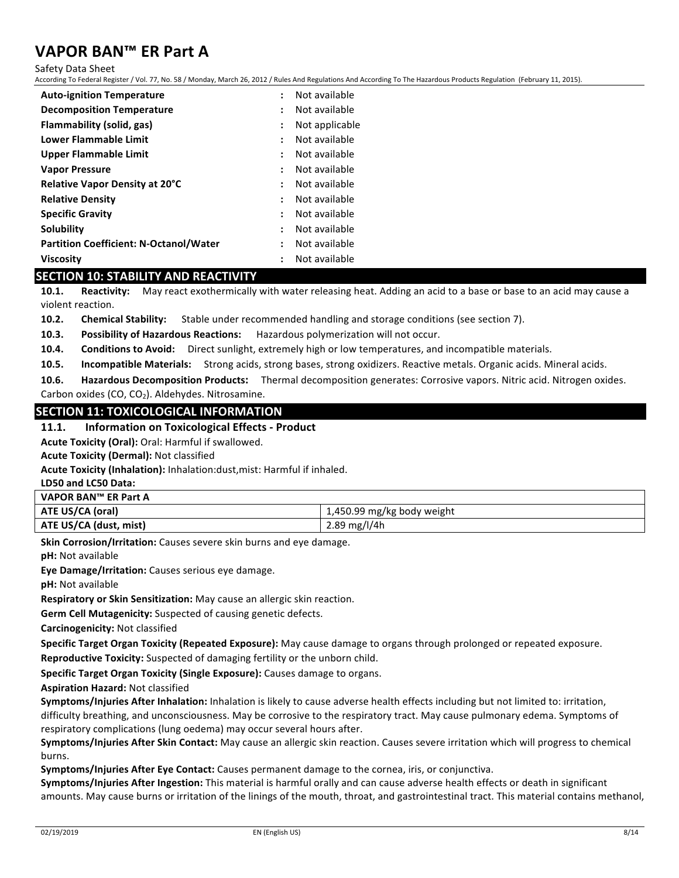| | | |
|---|---|---|
| **Auto-ignition Temperature** | : | Not available |
| **Decomposition Temperature** | : | Not available |
| **Flammability (solid, gas)** | : | Not applicable |
| **Lower Flammable Limit** | : | Not available |
| **Upper Flammable Limit** | : | Not available |
| **Vapor Pressure** | : | Not available |
| **Relative Vapor Density at 20°C** | : | Not available |
| **Relative Density** | : | Not available |
| **Specific Gravity** | : | Not available |
| **Solubility** | : | Not available |
| **Partition Coefficient: N-Octanol/Water** | : | Not available |
| **Viscosity** | : | Not available |

## SECTION 10: STABILITY AND REACTIVITY

**10.1. Reactivity:** May react exothermically with water releasing heat. Adding an acid to a base or base to an acid may cause a violent reaction.

**10.2. Chemical Stability:** Stable under recommended handling and storage conditions (see section 7).

**10.3. Possibility of Hazardous Reactions:** Hazardous polymerization will not occur.

**10.4. Conditions to Avoid:** Direct sunlight, extremely high or low temperatures, and incompatible materials.

**10.5. Incompatible Materials:** Strong acids, strong bases, strong oxidizers. Reactive metals. Organic acids. Mineral acids.

**10.6. Hazardous Decomposition Products:** Thermal decomposition generates: Corrosive vapors. Nitric acid. Nitrogen oxides. Carbon oxides (CO, $CO_2$). Aldehydes. Nitrosamine.

## SECTION 11: TOXICOLOGICAL INFORMATION

### 11.1. Information on Toxicological Effects - Product

**Acute Toxicity (Oral):** Oral: Harmful if swallowed.

**Acute Toxicity (Dermal):** Not classified

**Acute Toxicity (Inhalation):** Inhalation:dust,mist: Harmful if inhaled.

**LD50 and LC50 Data:**

| VAPOR BAN™ ER Part A | |
|---|---|
| **ATE US/CA (oral)** | 1,450.99 mg/kg body weight |
| **ATE US/CA (dust, mist)** | 2.89 mg/l/4h |

**Skin Corrosion/Irritation:** Causes severe skin burns and eye damage.

**pH:** Not available

**Eye Damage/Irritation:** Causes serious eye damage.

**pH:** Not available

**Respiratory or Skin Sensitization:** May cause an allergic skin reaction.

**Germ Cell Mutagenicity:** Suspected of causing genetic defects.

**Carcinogenicity:** Not classified

**Specific Target Organ Toxicity (Repeated Exposure):** May cause damage to organs through prolonged or repeated exposure.

**Reproductive Toxicity:** Suspected of damaging fertility or the unborn child.

**Specific Target Organ Toxicity (Single Exposure):** Causes damage to organs.

**Aspiration Hazard:** Not classified

**Symptoms/Injuries After Inhalation:** Inhalation is likely to cause adverse health effects including but not limited to: irritation, difficulty breathing, and unconsciousness. May be corrosive to the respiratory tract. May cause pulmonary edema. Symptoms of respiratory complications (lung oedema) may occur several hours after.

**Symptoms/Injuries After Skin Contact:** May cause an allergic skin reaction. Causes severe irritation which will progress to chemical burns.

**Symptoms/Injuries After Eye Contact:** Causes permanent damage to the cornea, iris, or conjunctiva.

**Symptoms/Injuries After Ingestion:** This material is harmful orally and can cause adverse health effects or death in significant amounts. May cause burns or irritation of the linings of the mouth, throat, and gastrointestinal tract. This material contains methanol,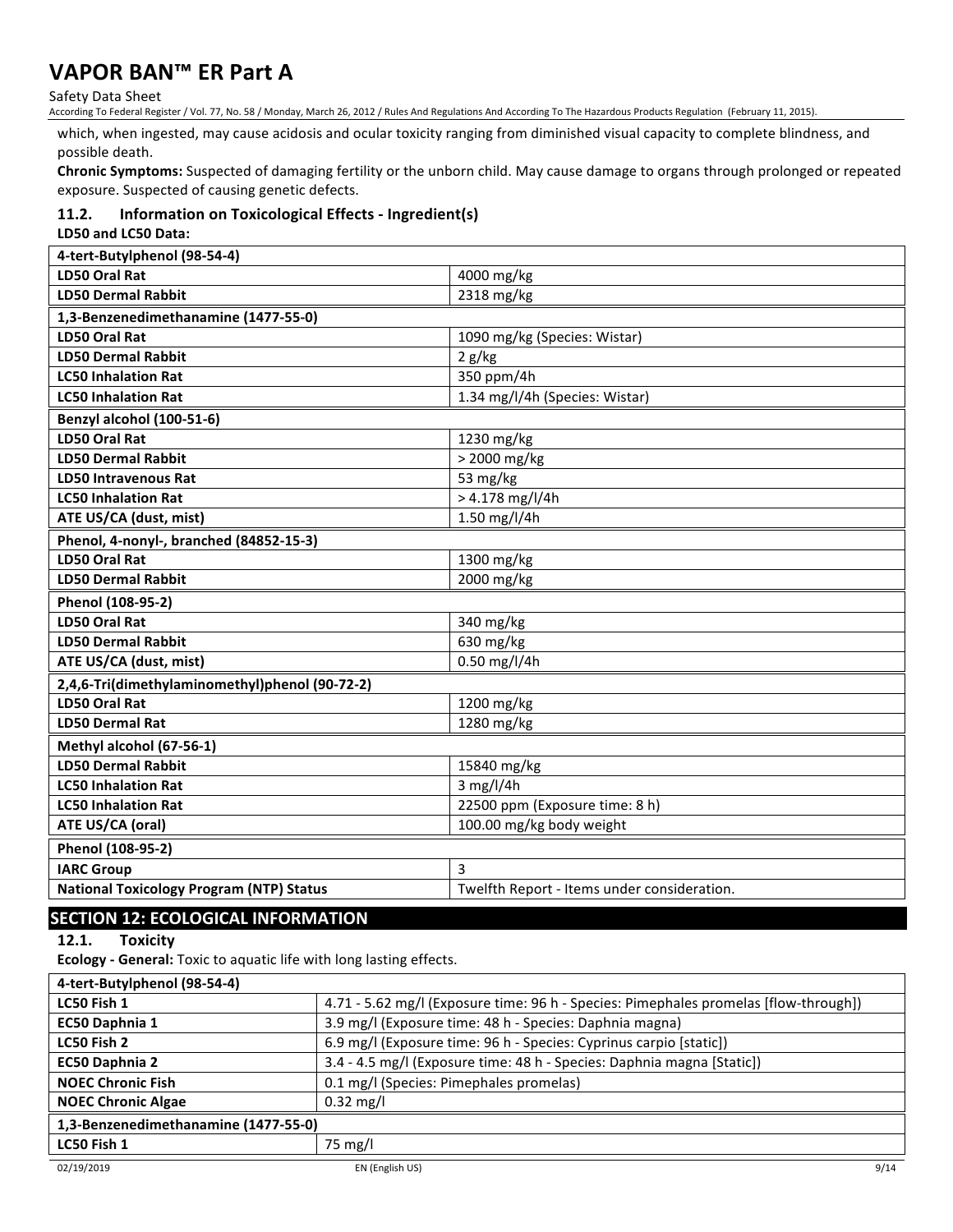which, when ingested, may cause acidosis and ocular toxicity ranging from diminished visual capacity to complete blindness, and possible death.

**Chronic Symptoms:** Suspected of damaging fertility or the unborn child. May cause damage to organs through prolonged or repeated exposure. Suspected of causing genetic defects.

### 11.2. Information on Toxicological Effects - Ingredient(s)

**LD50 and LC50 Data:**

| 4-tert-Butylphenol (98-54-4) | |
|---|---|
| **LD50 Oral Rat** | 4000 mg/kg |
| **LD50 Dermal Rabbit** | 2318 mg/kg |
| **1,3-Benzenedimethanamine (1477-55-0)** | |
| **LD50 Oral Rat** | 1090 mg/kg (Species: Wistar) |
| **LD50 Dermal Rabbit** | 2 g/kg |
| **LC50 Inhalation Rat** | 350 ppm/4h |
| **LC50 Inhalation Rat** | 1.34 mg/l/4h (Species: Wistar) |
| **Benzyl alcohol (100-51-6)** | |
| **LD50 Oral Rat** | 1230 mg/kg |
| **LD50 Dermal Rabbit** | > 2000 mg/kg |
| **LD50 Intravenous Rat** | 53 mg/kg |
| **LC50 Inhalation Rat** | > 4.178 mg/l/4h |
| **ATE US/CA (dust, mist)** | 1.50 mg/l/4h |
| **Phenol, 4-nonyl-, branched (84852-15-3)** | |
| **LD50 Oral Rat** | 1300 mg/kg |
| **LD50 Dermal Rabbit** | 2000 mg/kg |
| **Phenol (108-95-2)** | |
| **LD50 Oral Rat** | 340 mg/kg |
| **LD50 Dermal Rabbit** | 630 mg/kg |
| **ATE US/CA (dust, mist)** | 0.50 mg/l/4h |
| **2,4,6-Tri(dimethylaminomethyl)phenol (90-72-2)** | |
| **LD50 Oral Rat** | 1200 mg/kg |
| **LD50 Dermal Rat** | 1280 mg/kg |
| **Methyl alcohol (67-56-1)** | |
| **LD50 Dermal Rabbit** | 15840 mg/kg |
| **LC50 Inhalation Rat** | 3 mg/l/4h |
| **LC50 Inhalation Rat** | 22500 ppm (Exposure time: 8 h) |
| **ATE US/CA (oral)** | 100.00 mg/kg body weight |
| **Phenol (108-95-2)** | |
| **IARC Group** | 3 |
| **National Toxicology Program (NTP) Status** | Twelfth Report - Items under consideration. |

## SECTION 12: ECOLOGICAL INFORMATION

### 12.1. Toxicity

**Ecology - General:** Toxic to aquatic life with long lasting effects.

| 4-tert-Butylphenol (98-54-4) | |
|---|---|
| **LC50 Fish 1** | 4.71 - 5.62 mg/l (Exposure time: 96 h - Species: Pimephales promelas [flow-through]) |
| **EC50 Daphnia 1** | 3.9 mg/l (Exposure time: 48 h - Species: Daphnia magna) |
| **LC50 Fish 2** | 6.9 mg/l (Exposure time: 96 h - Species: Cyprinus carpio [static]) |
| **EC50 Daphnia 2** | 3.4 - 4.5 mg/l (Exposure time: 48 h - Species: Daphnia magna [Static]) |
| **NOEC Chronic Fish** | 0.1 mg/l (Species: Pimephales promelas) |
| **NOEC Chronic Algae** | 0.32 mg/l |
| **1,3-Benzenedimethanamine (1477-55-0)** | |
| **LC50 Fish 1** | 75 mg/l |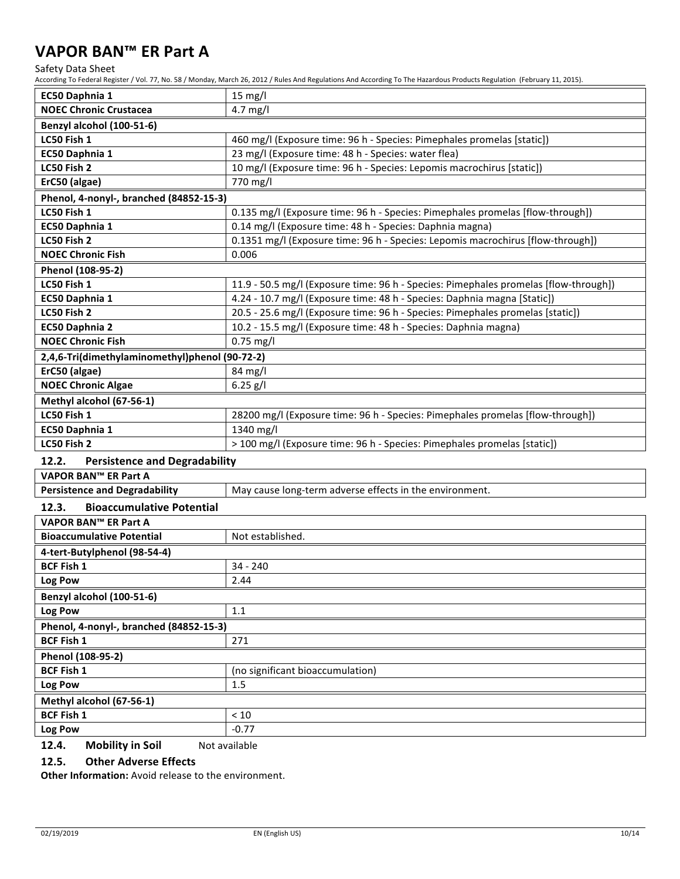| EC50 Daphnia 1 | 15 mg/l |
|---|---|
| NOEC Chronic Crustacea | 4.7 mg/l |
| **Benzyl alcohol (100-51-6)** | |
| LC50 Fish 1 | 460 mg/l (Exposure time: 96 h - Species: Pimephales promelas [static]) |
| EC50 Daphnia 1 | 23 mg/l (Exposure time: 48 h - Species: water flea) |
| LC50 Fish 2 | 10 mg/l (Exposure time: 96 h - Species: Lepomis macrochirus [static]) |
| ErC50 (algae) | 770 mg/l |
| **Phenol, 4-nonyl-, branched (84852-15-3)** | |
| LC50 Fish 1 | 0.135 mg/l (Exposure time: 96 h - Species: Pimephales promelas [flow-through]) |
| EC50 Daphnia 1 | 0.14 mg/l (Exposure time: 48 h - Species: Daphnia magna) |
| LC50 Fish 2 | 0.1351 mg/l (Exposure time: 96 h - Species: Lepomis macrochirus [flow-through]) |
| NOEC Chronic Fish | 0.006 |
| **Phenol (108-95-2)** | |
| LC50 Fish 1 | 11.9 - 50.5 mg/l (Exposure time: 96 h - Species: Pimephales promelas [flow-through]) |
| EC50 Daphnia 1 | 4.24 - 10.7 mg/l (Exposure time: 48 h - Species: Daphnia magna [Static]) |
| LC50 Fish 2 | 20.5 - 25.6 mg/l (Exposure time: 96 h - Species: Pimephales promelas [static]) |
| EC50 Daphnia 2 | 10.2 - 15.5 mg/l (Exposure time: 48 h - Species: Daphnia magna) |
| NOEC Chronic Fish | 0.75 mg/l |
| **2,4,6-Tri(dimethylaminomethyl)phenol (90-72-2)** | |
| ErC50 (algae) | 84 mg/l |
| NOEC Chronic Algae | 6.25 g/l |
| **Methyl alcohol (67-56-1)** | |
| LC50 Fish 1 | 28200 mg/l (Exposure time: 96 h - Species: Pimephales promelas [flow-through]) |
| EC50 Daphnia 1 | 1340 mg/l |
| LC50 Fish 2 | > 100 mg/l (Exposure time: 96 h - Species: Pimephales promelas [static]) |

## 12.2. Persistence and Degradability

| VAPOR BAN™ ER Part A | |
|---|---|
| Persistence and Degradability | May cause long-term adverse effects in the environment. |

## 12.3. Bioaccumulative Potential

| VAPOR BAN™ ER Part A | |
|---|---|
| Bioaccumulative Potential | Not established. |
| **4-tert-Butylphenol (98-54-4)** | |
| BCF Fish 1 | 34 - 240 |
| Log Pow | 2.44 |
| **Benzyl alcohol (100-51-6)** | |
| Log Pow | 1.1 |
| **Phenol, 4-nonyl-, branched (84852-15-3)** | |
| BCF Fish 1 | 271 |
| **Phenol (108-95-2)** | |
| BCF Fish 1 | (no significant bioaccumulation) |
| Log Pow | 1.5 |
| **Methyl alcohol (67-56-1)** | |
| BCF Fish 1 | < 10 |
| Log Pow | -0.77 |

## 12.4. Mobility in Soil

Not available

## 12.5. Other Adverse Effects

**Other Information:** Avoid release to the environment.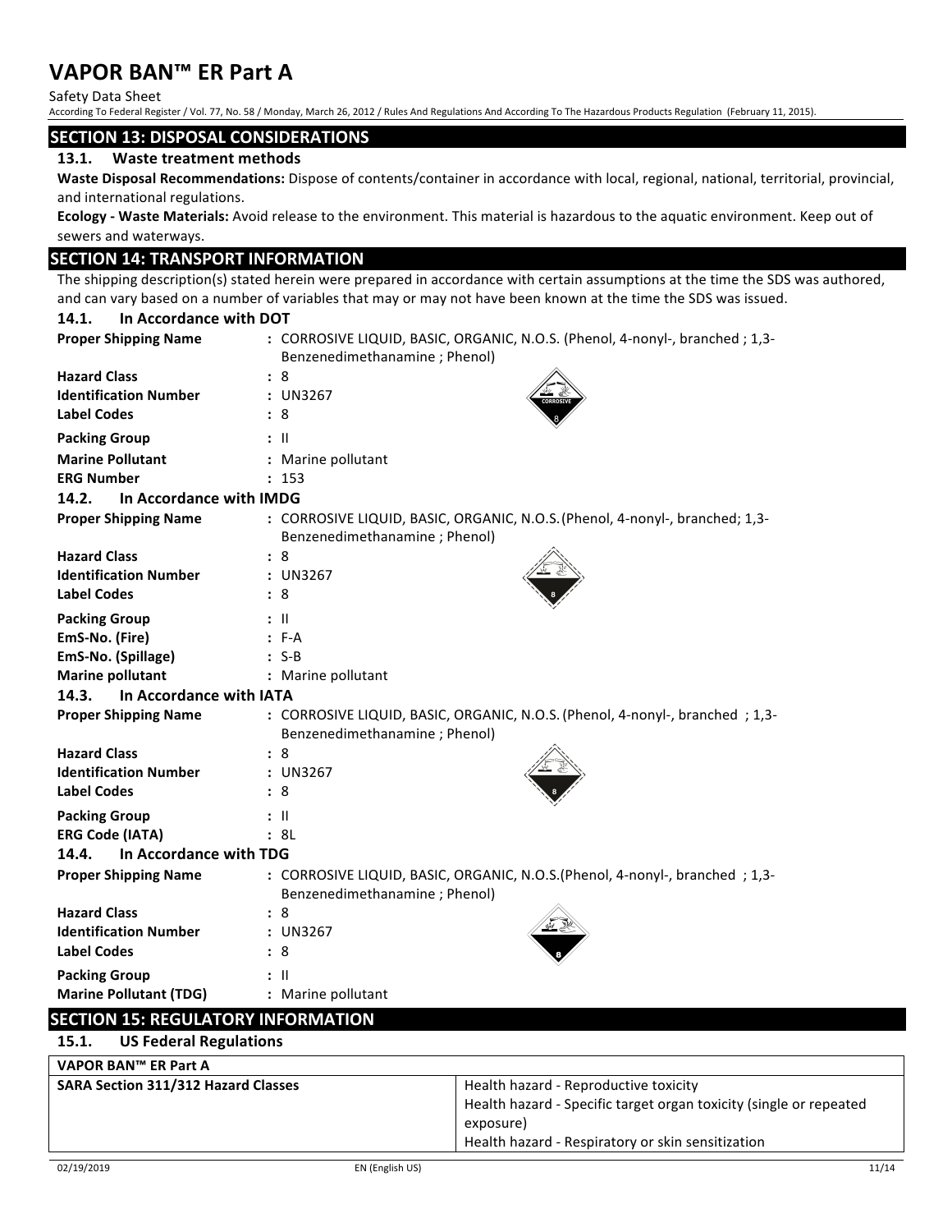## SECTION 13: DISPOSAL CONSIDERATIONS

### 13.1. Waste treatment methods

**Waste Disposal Recommendations:** Dispose of contents/container in accordance with local, regional, national, territorial, provincial, and international regulations.

**Ecology - Waste Materials:** Avoid release to the environment. This material is hazardous to the aquatic environment. Keep out of sewers and waterways.

## SECTION 14: TRANSPORT INFORMATION

The shipping description(s) stated herein were prepared in accordance with certain assumptions at the time the SDS was authored, and can vary based on a number of variables that may or may not have been known at the time the SDS was issued.

### 14.1. In Accordance with DOT

**Proper Shipping Name** : CORROSIVE LIQUID, BASIC, ORGANIC, N.O.S. (Phenol, 4-nonyl-, branched ; 1,3-Benzenedimethanamine ; Phenol)

**Hazard Class** : 8

**Identification Number** : UN3267

**Label Codes** : 8

**Packing Group** : II

**Marine Pollutant** : Marine pollutant

**ERG Number** : 153

### 14.2. In Accordance with IMDG

**Proper Shipping Name** : CORROSIVE LIQUID, BASIC, ORGANIC, N.O.S.(Phenol, 4-nonyl-, branched; 1,3-Benzenedimethanamine ; Phenol)

**Hazard Class** : 8

**Identification Number** : UN3267

**Label Codes** : 8

**Packing Group** : II

**EmS-No. (Fire)** : F-A

**EmS-No. (Spillage)** : S-B

**Marine pollutant** : Marine pollutant

### 14.3. In Accordance with IATA

**Proper Shipping Name** : CORROSIVE LIQUID, BASIC, ORGANIC, N.O.S. (Phenol, 4-nonyl-, branched ; 1,3-Benzenedimethanamine ; Phenol)

**Hazard Class** : 8

**Identification Number** : UN3267

**Label Codes** : 8

**Packing Group** : II

**ERG Code (IATA)** : 8L

### 14.4. In Accordance with TDG

**Proper Shipping Name** : CORROSIVE LIQUID, BASIC, ORGANIC, N.O.S.(Phenol, 4-nonyl-, branched ; 1,3-Benzenedimethanamine ; Phenol)

**Hazard Class** : 8

**Identification Number** : UN3267

**Label Codes** : 8

**Packing Group** : II

**Marine Pollutant (TDG)** : Marine pollutant

## SECTION 15: REGULATORY INFORMATION

### 15.1. US Federal Regulations

| VAPOR BAN™ ER Part A | |
|---|---|
| **SARA Section 311/312 Hazard Classes** | Health hazard - Reproductive toxicity<br>Health hazard - Specific target organ toxicity (single or repeated exposure)<br>Health hazard - Respiratory or skin sensitization |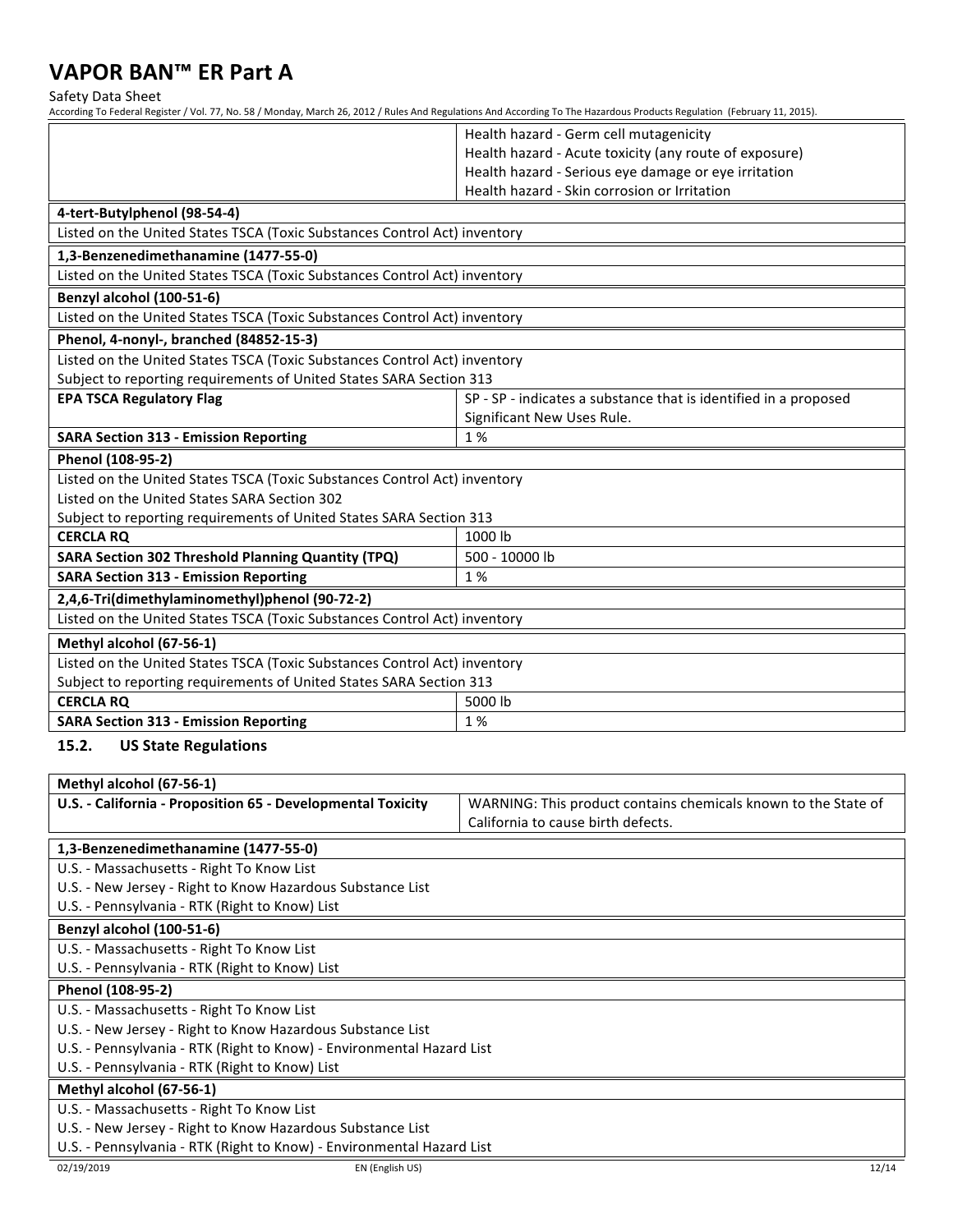| | |
|---|---|
| | Health hazard - Germ cell mutagenicity<br>Health hazard - Acute toxicity (any route of exposure)<br>Health hazard - Serious eye damage or eye irritation<br>Health hazard - Skin corrosion or Irritation |

| **4-tert-Butylphenol (98-54-4)** | |
|---|---|
| Listed on the United States TSCA (Toxic Substances Control Act) inventory | |

| **1,3-Benzenedimethanamine (1477-55-0)** | |
|---|---|
| Listed on the United States TSCA (Toxic Substances Control Act) inventory | |

| **Benzyl alcohol (100-51-6)** | |
|---|---|
| Listed on the United States TSCA (Toxic Substances Control Act) inventory | |

| **Phenol, 4-nonyl-, branched (84852-15-3)** | |
|---|---|
| Listed on the United States TSCA (Toxic Substances Control Act) inventory<br>Subject to reporting requirements of United States SARA Section 313 | |
| **EPA TSCA Regulatory Flag** | SP - SP - indicates a substance that is identified in a proposed Significant New Uses Rule. |
| **SARA Section 313 - Emission Reporting** | 1 % |

| **Phenol (108-95-2)** | |
|---|---|
| Listed on the United States TSCA (Toxic Substances Control Act) inventory<br>Listed on the United States SARA Section 302<br>Subject to reporting requirements of United States SARA Section 313 | |
| **CERCLA RQ** | 1000 lb |
| **SARA Section 302 Threshold Planning Quantity (TPQ)** | 500 - 10000 lb |
| **SARA Section 313 - Emission Reporting** | 1 % |

| **2,4,6-Tri(dimethylaminomethyl)phenol (90-72-2)** | |
|---|---|
| Listed on the United States TSCA (Toxic Substances Control Act) inventory | |

| **Methyl alcohol (67-56-1)** | |
|---|---|
| Listed on the United States TSCA (Toxic Substances Control Act) inventory<br>Subject to reporting requirements of United States SARA Section 313 | |
| **CERCLA RQ** | 5000 lb |
| **SARA Section 313 - Emission Reporting** | 1 % |

### 15.2. US State Regulations

| **Methyl alcohol (67-56-1)** | |
|---|---|
| **U.S. - California - Proposition 65 - Developmental Toxicity** | WARNING: This product contains chemicals known to the State of California to cause birth defects. |

| **1,3-Benzenedimethanamine (1477-55-0)** |
|---|
| U.S. - Massachusetts - Right To Know List<br>U.S. - New Jersey - Right to Know Hazardous Substance List<br>U.S. - Pennsylvania - RTK (Right to Know) List |

| **Benzyl alcohol (100-51-6)** |
|---|
| U.S. - Massachusetts - Right To Know List<br>U.S. - Pennsylvania - RTK (Right to Know) List |

| **Phenol (108-95-2)** |
|---|
| U.S. - Massachusetts - Right To Know List<br>U.S. - New Jersey - Right to Know Hazardous Substance List<br>U.S. - Pennsylvania - RTK (Right to Know) - Environmental Hazard List<br>U.S. - Pennsylvania - RTK (Right to Know) List |

| **Methyl alcohol (67-56-1)** |
|---|
| U.S. - Massachusetts - Right To Know List<br>U.S. - New Jersey - Right to Know Hazardous Substance List<br>U.S. - Pennsylvania - RTK (Right to Know) - Environmental Hazard List |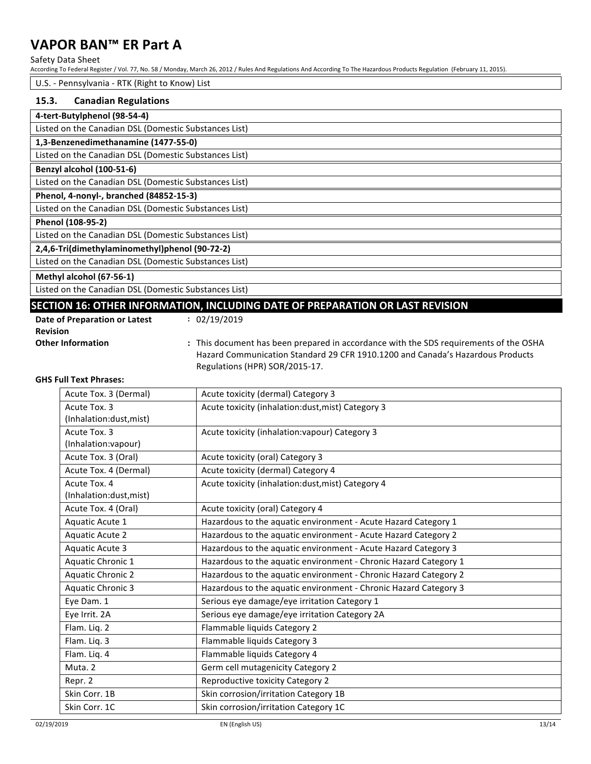U.S. - Pennsylvania - RTK (Right to Know) List

### 15.3. Canadian Regulations

**4-tert-Butylphenol (98-54-4)**

Listed on the Canadian DSL (Domestic Substances List)

**1,3-Benzenedimethanamine (1477-55-0)**

Listed on the Canadian DSL (Domestic Substances List)

**Benzyl alcohol (100-51-6)**

Listed on the Canadian DSL (Domestic Substances List)

**Phenol, 4-nonyl-, branched (84852-15-3)**

Listed on the Canadian DSL (Domestic Substances List)

**Phenol (108-95-2)**

Listed on the Canadian DSL (Domestic Substances List)

**2,4,6-Tri(dimethylaminomethyl)phenol (90-72-2)**

Listed on the Canadian DSL (Domestic Substances List)

**Methyl alcohol (67-56-1)**

Listed on the Canadian DSL (Domestic Substances List)

## SECTION 16: OTHER INFORMATION, INCLUDING DATE OF PREPARATION OR LAST REVISION

**Date of Preparation or Latest Revision** : 02/19/2019

**Other Information** : This document has been prepared in accordance with the SDS requirements of the OSHA Hazard Communication Standard 29 CFR 1910.1200 and Canada's Hazardous Products Regulations (HPR) SOR/2015-17.

**GHS Full Text Phrases:**

| | |
|---|---|
| Acute Tox. 3 (Dermal) | Acute toxicity (dermal) Category 3 |
| Acute Tox. 3 (Inhalation:dust,mist) | Acute toxicity (inhalation:dust,mist) Category 3 |
| Acute Tox. 3 (Inhalation:vapour) | Acute toxicity (inhalation:vapour) Category 3 |
| Acute Tox. 3 (Oral) | Acute toxicity (oral) Category 3 |
| Acute Tox. 4 (Dermal) | Acute toxicity (dermal) Category 4 |
| Acute Tox. 4 (Inhalation:dust,mist) | Acute toxicity (inhalation:dust,mist) Category 4 |
| Acute Tox. 4 (Oral) | Acute toxicity (oral) Category 4 |
| Aquatic Acute 1 | Hazardous to the aquatic environment - Acute Hazard Category 1 |
| Aquatic Acute 2 | Hazardous to the aquatic environment - Acute Hazard Category 2 |
| Aquatic Acute 3 | Hazardous to the aquatic environment - Acute Hazard Category 3 |
| Aquatic Chronic 1 | Hazardous to the aquatic environment - Chronic Hazard Category 1 |
| Aquatic Chronic 2 | Hazardous to the aquatic environment - Chronic Hazard Category 2 |
| Aquatic Chronic 3 | Hazardous to the aquatic environment - Chronic Hazard Category 3 |
| Eye Dam. 1 | Serious eye damage/eye irritation Category 1 |
| Eye Irrit. 2A | Serious eye damage/eye irritation Category 2A |
| Flam. Liq. 2 | Flammable liquids Category 2 |
| Flam. Liq. 3 | Flammable liquids Category 3 |
| Flam. Liq. 4 | Flammable liquids Category 4 |
| Muta. 2 | Germ cell mutagenicity Category 2 |
| Repr. 2 | Reproductive toxicity Category 2 |
| Skin Corr. 1B | Skin corrosion/irritation Category 1B |
| Skin Corr. 1C | Skin corrosion/irritation Category 1C |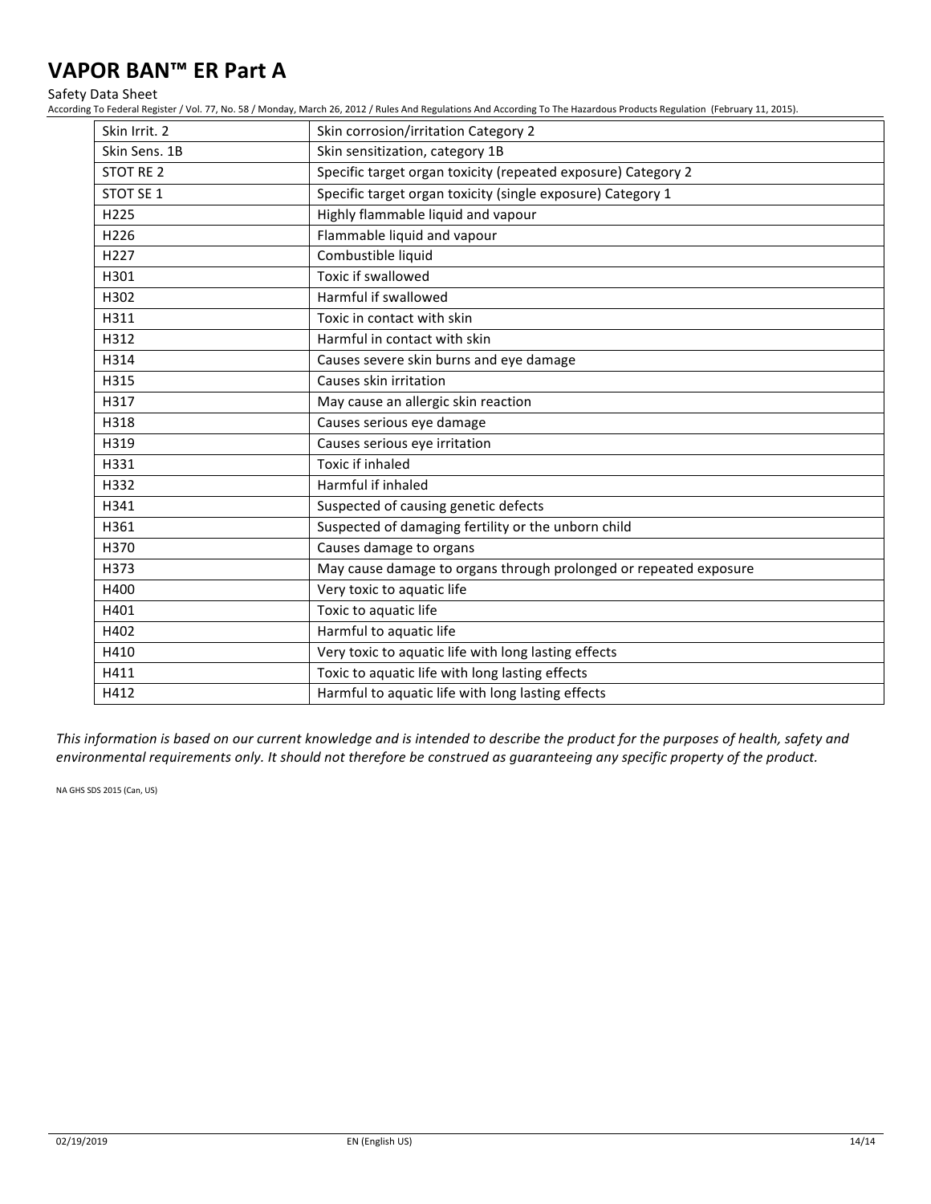| | |
|---|---|
| Skin Irrit. 2 | Skin corrosion/irritation Category 2 |
| Skin Sens. 1B | Skin sensitization, category 1B |
| STOT RE 2 | Specific target organ toxicity (repeated exposure) Category 2 |
| STOT SE 1 | Specific target organ toxicity (single exposure) Category 1 |
| H225 | Highly flammable liquid and vapour |
| H226 | Flammable liquid and vapour |
| H227 | Combustible liquid |
| H301 | Toxic if swallowed |
| H302 | Harmful if swallowed |
| H311 | Toxic in contact with skin |
| H312 | Harmful in contact with skin |
| H314 | Causes severe skin burns and eye damage |
| H315 | Causes skin irritation |
| H317 | May cause an allergic skin reaction |
| H318 | Causes serious eye damage |
| H319 | Causes serious eye irritation |
| H331 | Toxic if inhaled |
| H332 | Harmful if inhaled |
| H341 | Suspected of causing genetic defects |
| H361 | Suspected of damaging fertility or the unborn child |
| H370 | Causes damage to organs |
| H373 | May cause damage to organs through prolonged or repeated exposure |
| H400 | Very toxic to aquatic life |
| H401 | Toxic to aquatic life |
| H402 | Harmful to aquatic life |
| H410 | Very toxic to aquatic life with long lasting effects |
| H411 | Toxic to aquatic life with long lasting effects |
| H412 | Harmful to aquatic life with long lasting effects |

*This information is based on our current knowledge and is intended to describe the product for the purposes of health, safety and environmental requirements only. It should not therefore be construed as guaranteeing any specific property of the product.*

NA GHS SDS 2015 (Can, US)